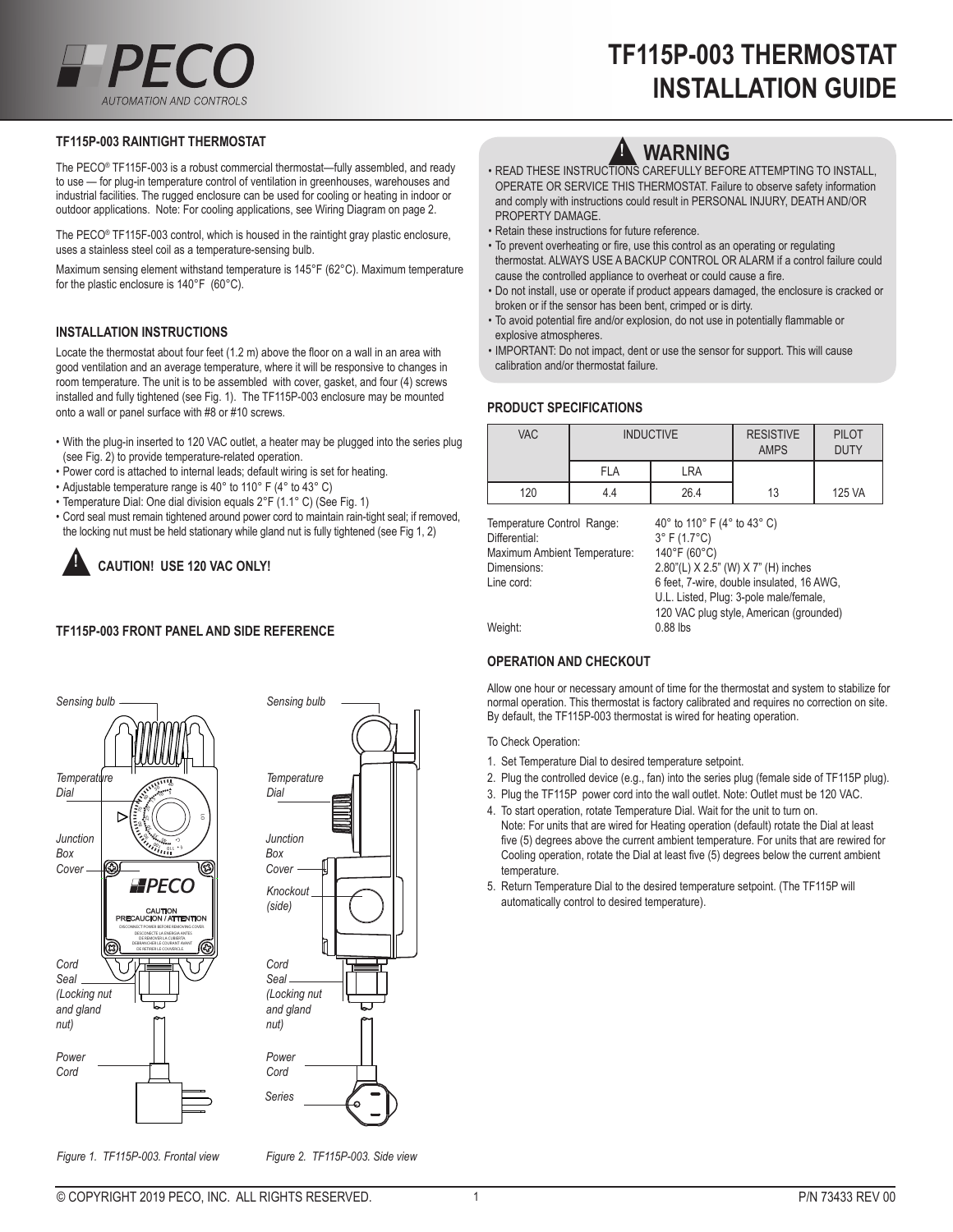# TF115P-003 THERMOSTAT INSTALLATION GUIDE

PECO AUTOMATION AND CONTROLS

### TF115P-003 RAINTIGHT THERMOSTAT

The PECO® TF115F-003 is a robust commercial thermostat—fully assembled, and ready to use — for plug-in temperature control of ventilation in greenhouses, warehouses and industrial facilities. The rugged enclosure can be used for cooling or heating in indoor or outdoor applications. Note: For cooling applications, see Wiring Diagram on page 2.

The PECO® TF115F-003 control, which is housed in the raintight gray plastic enclosure, uses a stainless steel coil as a temperature-sensing bulb.

Maximum sensing element withstand temperature is 145°F (62°C). Maximum temperature for the plastic enclosure is 140°F (60°C).

### INSTALLATION INSTRUCTIONS

Locate the thermostat about four feet (1.2 m) above the floor on a wall in an area with good ventilation and an average temperature, where it will be responsive to changes in room temperature. The unit is to be assembled with cover, gasket, and four (4) screws installed and fully tightened (see Fig. 1). The TF115P-003 enclosure may be mounted onto a wall or panel surface with #8 or #10 screws.

- With the plug-in inserted to 120 VAC outlet, a heater may be plugged into the series plug (see Fig. 2) to provide temperature-related operation.
- Power cord is attached to internal leads; default wiring is set for heating.
- Adjustable temperature range is 40° to 110° F (4° to 43° C)
- Temperature Dial: One dial division equals 2°F (1.1° C) (See Fig. 1)
- Cord seal must remain tightened around power cord to maintain rain-tight seal; if removed, the locking nut must be held stationary while gland nut is fully tightened (see Fig 1, 2)

**CAUTION! USE 120 VAC ONLY!**

### TF115P-003 FRONT PANEL AND SIDE REFERENCE

Sensing bulb

Temperature Dial

Junction Box Cover

CAUTION
PRECAUCION / ATTENTION
DISCONNECT POWER BEFORE REMOVING COVER
DESCONECTE LA ENERGIA ANTES DE REMOVER LA CUBIERTA
DEBRANCHER LE COURANT AVANT DE RETIRER LE COUVERCLE

Cord Seal (Locking nut and gland nut)

Power Cord

*Figure 1. TF115P-003. Frontal view*

Sensing bulb

Temperature Dial

Junction Box Cover

Knockout (side)

Cord Seal (Locking nut and gland nut)

Power Cord

Series

*Figure 2. TF115P-003. Side view*

## WARNING

- READ THESE INSTRUCTIONS CAREFULLY BEFORE ATTEMPTING TO INSTALL, OPERATE OR SERVICE THIS THERMOSTAT. Failure to observe safety information and comply with instructions could result in PERSONAL INJURY, DEATH AND/OR PROPERTY DAMAGE.
- Retain these instructions for future reference.
- To prevent overheating or fire, use this control as an operating or regulating thermostat. ALWAYS USE A BACKUP CONTROL OR ALARM if a control failure could cause the controlled appliance to overheat or could cause a fire.
- Do not install, use or operate if product appears damaged, the enclosure is cracked or broken or if the sensor has been bent, crimped or is dirty.
- To avoid potential fire and/or explosion, do not use in potentially flammable or explosive atmospheres.
- IMPORTANT: Do not impact, dent or use the sensor for support. This will cause calibration and/or thermostat failure.

### PRODUCT SPECIFICATIONS

| VAC | INDUCTIVE | | RESISTIVE AMPS | PILOT DUTY |
|---|---|---|---|---|
| | FLA | LRA | | |
| 120 | 4.4 | 26.4 | 13 | 125 VA |

| | |
|---|---|
| Temperature Control Range: | 40° to 110° F (4° to 43° C) |
| Differential: | 3° F (1.7°C) |
| Maximum Ambient Temperature: | 140°F (60°C) |
| Dimensions: | 2.80"(L) X 2.5" (W) X 7" (H) inches |
| Line cord: | 6 feet, 7-wire, double insulated, 16 AWG, U.L. Listed, Plug: 3-pole male/female, 120 VAC plug style, American (grounded) |
| Weight: | 0.88 lbs |

### OPERATION AND CHECKOUT

Allow one hour or necessary amount of time for the thermostat and system to stabilize for normal operation. This thermostat is factory calibrated and requires no correction on site. By default, the TF115P-003 thermostat is wired for heating operation.

To Check Operation:

1. Set Temperature Dial to desired temperature setpoint.
2. Plug the controlled device (e.g., fan) into the series plug (female side of TF115P plug).
3. Plug the TF115P power cord into the wall outlet. Note: Outlet must be 120 VAC.
4. To start operation, rotate Temperature Dial. Wait for the unit to turn on.
   Note: For units that are wired for Heating operation (default) rotate the Dial at least five (5) degrees above the current ambient temperature. For units that are rewired for Cooling operation, rotate the Dial at least five (5) degrees below the current ambient temperature.
5. Return Temperature Dial to the desired temperature setpoint. (The TF115P will automatically control to desired temperature).

© COPYRIGHT 2019 PECO, INC. ALL RIGHTS RESERVED. P/N 73433 REV 00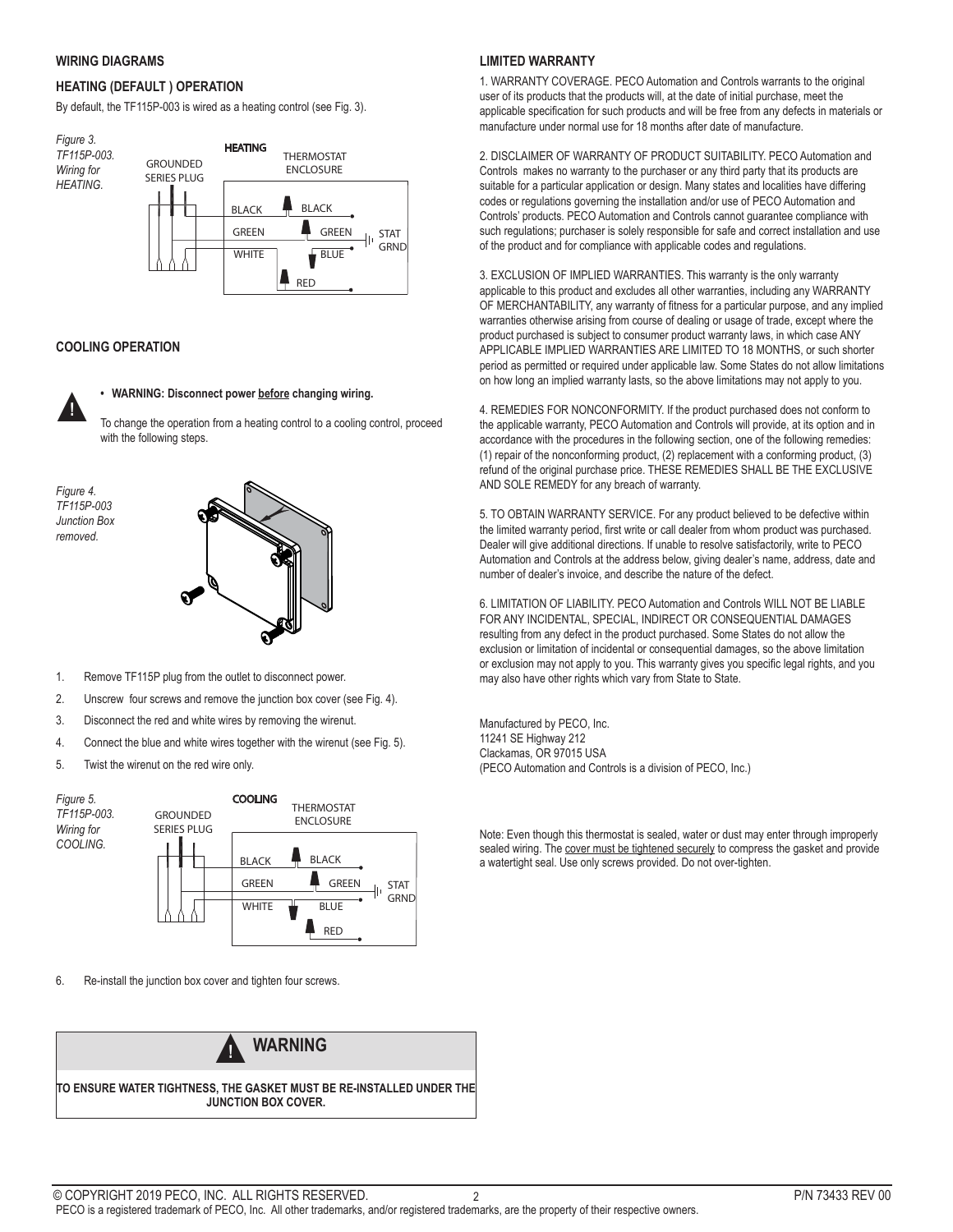## WIRING DIAGRAMS

### HEATING (DEFAULT ) OPERATION

By default, the TF115P-003 is wired as a heating control (see Fig. 3).

*Figure 3. TF115P-003. Wiring for HEATING.*

HEATING

GROUNDED SERIES PLUG

THERMOSTAT ENCLOSURE

BLACK
BLACK
GREEN
GREEN
WHITE
BLUE
RED
STAT GRND

### COOLING OPERATION

- **WARNING: Disconnect power before changing wiring.**

To change the operation from a heating control to a cooling control, proceed with the following steps.

*Figure 4. TF115P-003 Junction Box removed.*

1. Remove TF115P plug from the outlet to disconnect power.
2. Unscrew four screws and remove the junction box cover (see Fig. 4).
3. Disconnect the red and white wires by removing the wirenut.
4. Connect the blue and white wires together with the wirenut (see Fig. 5).
5. Twist the wirenut on the red wire only.

*Figure 5. TF115P-003. Wiring for COOLING.*

COOLING

GROUNDED SERIES PLUG

THERMOSTAT ENCLOSURE

BLACK
BLACK
GREEN
GREEN
WHITE
BLUE
RED
STAT GRND

6. Re-install the junction box cover and tighten four screws.

**WARNING**

**TO ENSURE WATER TIGHTNESS, THE GASKET MUST BE RE-INSTALLED UNDER THE JUNCTION BOX COVER.**

## LIMITED WARRANTY

1. WARRANTY COVERAGE. PECO Automation and Controls warrants to the original user of its products that the products will, at the date of initial purchase, meet the applicable specification for such products and will be free from any defects in materials or manufacture under normal use for 18 months after date of manufacture.

2. DISCLAIMER OF WARRANTY OF PRODUCT SUITABILITY. PECO Automation and Controls makes no warranty to the purchaser or any third party that its products are suitable for a particular application or design. Many states and localities have differing codes or regulations governing the installation and/or use of PECO Automation and Controls' products. PECO Automation and Controls cannot guarantee compliance with such regulations; purchaser is solely responsible for safe and correct installation and use of the product and for compliance with applicable codes and regulations.

3. EXCLUSION OF IMPLIED WARRANTIES. This warranty is the only warranty applicable to this product and excludes all other warranties, including any WARRANTY OF MERCHANTABILITY, any warranty of fitness for a particular purpose, and any implied warranties otherwise arising from course of dealing or usage of trade, except where the product purchased is subject to consumer product warranty laws, in which case ANY APPLICABLE IMPLIED WARRANTIES ARE LIMITED TO 18 MONTHS, or such shorter period as permitted or required under applicable law. Some States do not allow limitations on how long an implied warranty lasts, so the above limitations may not apply to you.

4. REMEDIES FOR NONCONFORMITY. If the product purchased does not conform to the applicable warranty, PECO Automation and Controls will provide, at its option and in accordance with the procedures in the following section, one of the following remedies: (1) repair of the nonconforming product, (2) replacement with a conforming product, (3) refund of the original purchase price. THESE REMEDIES SHALL BE THE EXCLUSIVE AND SOLE REMEDY for any breach of warranty.

5. TO OBTAIN WARRANTY SERVICE. For any product believed to be defective within the limited warranty period, first write or call dealer from whom product was purchased. Dealer will give additional directions. If unable to resolve satisfactorily, write to PECO Automation and Controls at the address below, giving dealer's name, address, date and number of dealer's invoice, and describe the nature of the defect.

6. LIMITATION OF LIABILITY. PECO Automation and Controls WILL NOT BE LIABLE FOR ANY INCIDENTAL, SPECIAL, INDIRECT OR CONSEQUENTIAL DAMAGES resulting from any defect in the product purchased. Some States do not allow the exclusion or limitation of incidental or consequential damages, so the above limitation or exclusion may not apply to you. This warranty gives you specific legal rights, and you may also have other rights which vary from State to State.

Manufactured by PECO, Inc.
11241 SE Highway 212
Clackamas, OR 97015 USA
(PECO Automation and Controls is a division of PECO, Inc.)

Note: Even though this thermostat is sealed, water or dust may enter through improperly sealed wiring. The cover must be tightened securely to compress the gasket and provide a watertight seal. Use only screws provided. Do not over-tighten.

© COPYRIGHT 2019 PECO, INC. ALL RIGHTS RESERVED.

P/N 73433 REV 00

PECO is a registered trademark of PECO, Inc. All other trademarks, and/or registered trademarks, are the property of their respective owners.